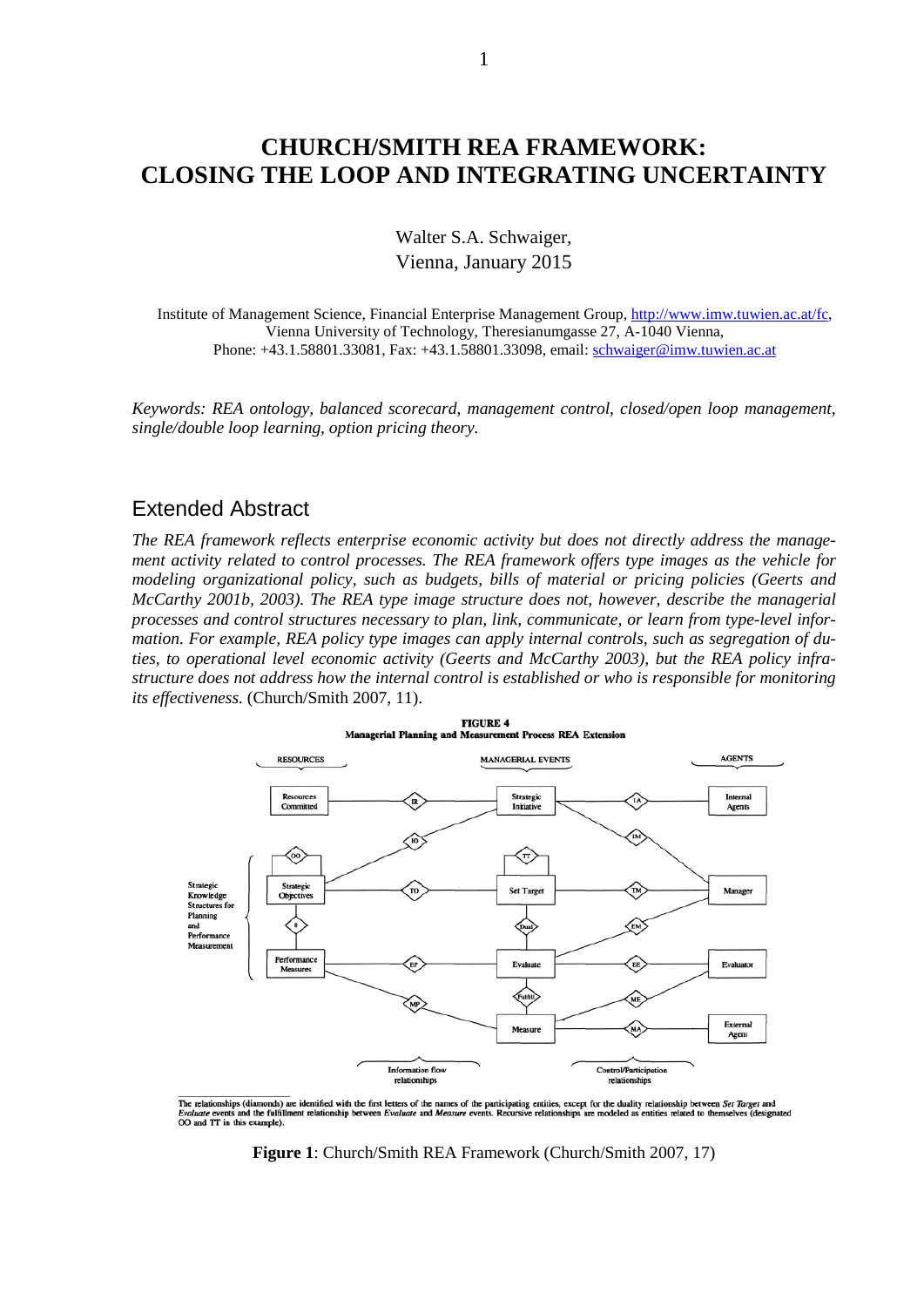# CHURCH/SMITH REA FRAMEWORK: CLOSING THE LOOP AND INTEGRATING UNCERTAINTY

Walter S.A. Schwaiger,
Vienna, January 2015

Institute of Management Science, Financial Enterprise Management Group, http://www.imw.tuwien.ac.at/fc, Vienna University of Technology, Theresianumgasse 27, A-1040 Vienna,
Phone: +43.1.58801.33081, Fax: +43.1.58801.33098, email: schwaiger@imw.tuwien.ac.at

*Keywords: REA ontology, balanced scorecard, management control, closed/open loop management, single/double loop learning, option pricing theory.*

## Extended Abstract

*The REA framework reflects enterprise economic activity but does not directly address the management activity related to control processes. The REA framework offers type images as the vehicle for modeling organizational policy, such as budgets, bills of material or pricing policies (Geerts and McCarthy 2001b, 2003). The REA type image structure does not, however, describe the managerial processes and control structures necessary to plan, link, communicate, or learn from type-level information. For example, REA policy type images can apply internal controls, such as segregation of duties, to operational level economic activity (Geerts and McCarthy 2003), but the REA policy infrastructure does not address how the internal control is established or who is responsible for monitoring its effectiveness.* (Church/Smith 2007, 11).

**FIGURE 4**
**Managerial Planning and Measurement Process REA Extension**

RESOURCES | MANAGERIAL EVENTS | AGENTS

Strategic Knowledge Structures for Planning and Performance Measurement

Resources Committed, Strategic Objectives, Performance Measures, Strategic Initiative, Set Target, Evaluate, Measure, Internal Agents, Manager, Evaluator, External Agent

IR, IO, OO, TO, S, EP, MP, TT, Dual, Fulfill, IA, IM, TM, EM, EE, ME, MA

Information flow relationships | Control/Participation relationships

The relationships (diamonds) are identified with the first letters of the names of the participating entities, except for the duality relationship between *Set Target* and *Evaluate* events and the fulfillment relationship between *Evaluate* and *Measure* events. Recursive relationships are modeled as entities related to themselves (designated OO and TT in this example).

**Figure 1**: Church/Smith REA Framework (Church/Smith 2007, 17)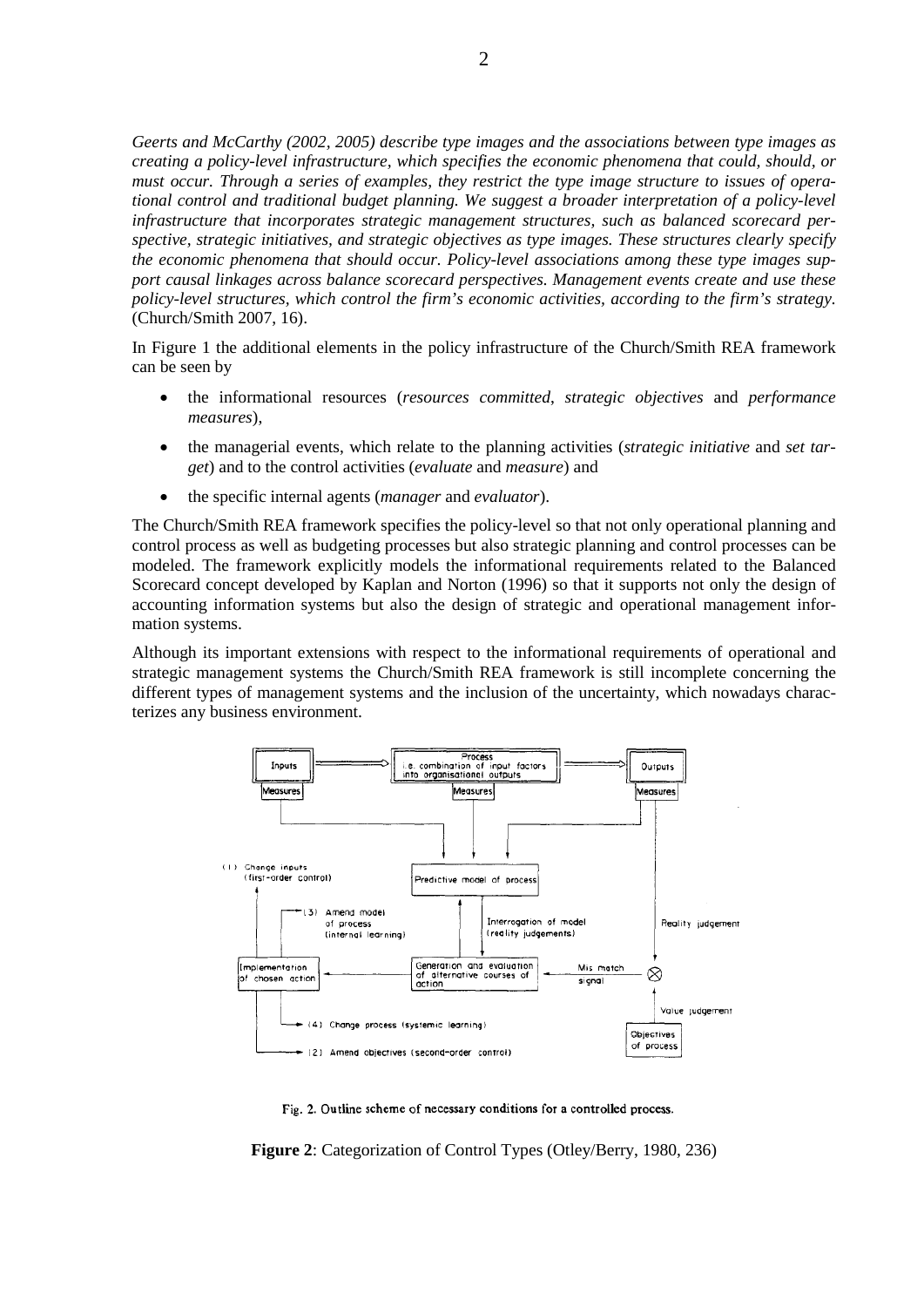*Geerts and McCarthy (2002, 2005) describe type images and the associations between type images as creating a policy-level infrastructure, which specifies the economic phenomena that could, should, or must occur. Through a series of examples, they restrict the type image structure to issues of operational control and traditional budget planning. We suggest a broader interpretation of a policy-level infrastructure that incorporates strategic management structures, such as balanced scorecard perspective, strategic initiatives, and strategic objectives as type images. These structures clearly specify the economic phenomena that should occur. Policy-level associations among these type images support causal linkages across balance scorecard perspectives. Management events create and use these policy-level structures, which control the firm's economic activities, according to the firm's strategy.* (Church/Smith 2007, 16).

In Figure 1 the additional elements in the policy infrastructure of the Church/Smith REA framework can be seen by

- the informational resources (*resources committed*, *strategic objectives* and *performance measures*),
- the managerial events, which relate to the planning activities (*strategic initiative* and *set target*) and to the control activities (*evaluate* and *measure*) and
- the specific internal agents (*manager* and *evaluator*).

The Church/Smith REA framework specifies the policy-level so that not only operational planning and control process as well as budgeting processes but also strategic planning and control processes can be modeled. The framework explicitly models the informational requirements related to the Balanced Scorecard concept developed by Kaplan and Norton (1996) so that it supports not only the design of accounting information systems but also the design of strategic and operational management information systems.

Although its important extensions with respect to the informational requirements of operational and strategic management systems the Church/Smith REA framework is still incomplete concerning the different types of management systems and the inclusion of the uncertainty, which nowadays characterizes any business environment.

Fig. 2. Outline scheme of necessary conditions for a controlled process.

**Figure 2**: Categorization of Control Types (Otley/Berry, 1980, 236)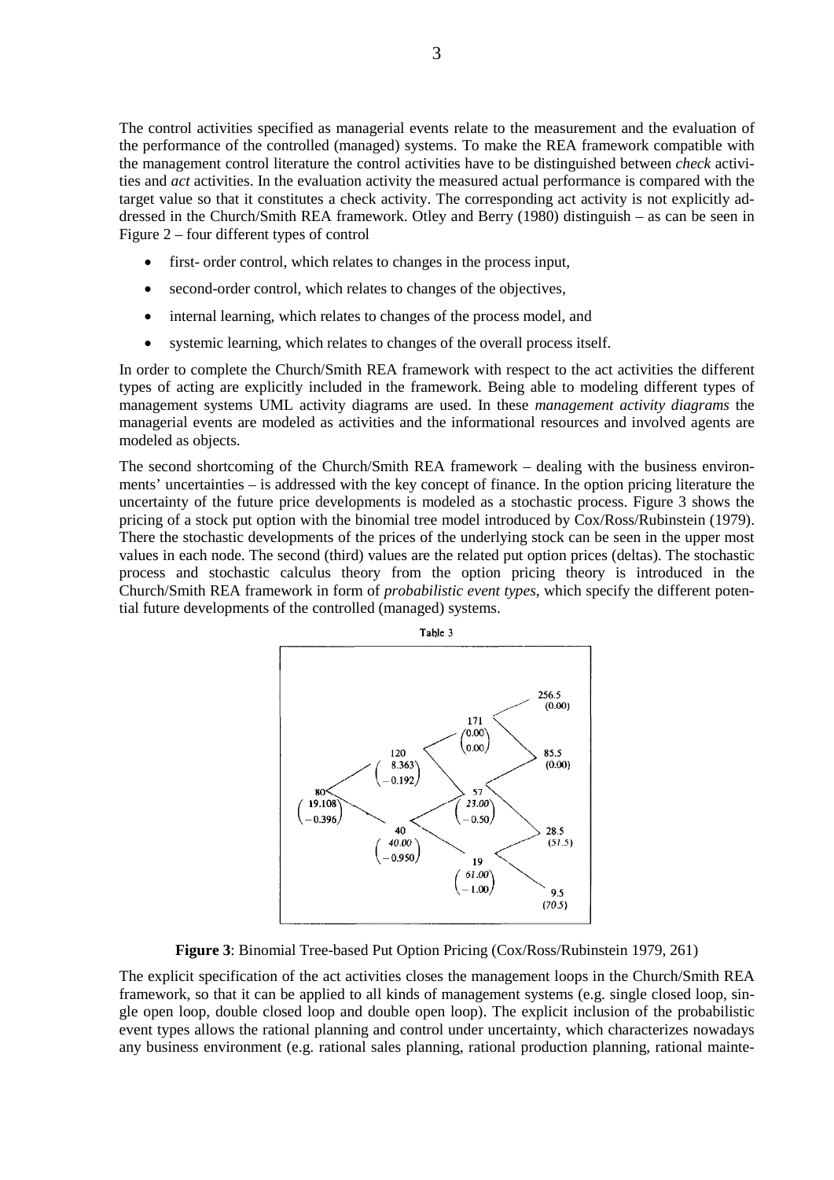The control activities specified as managerial events relate to the measurement and the evaluation of the performance of the controlled (managed) systems. To make the REA framework compatible with the management control literature the control activities have to be distinguished between *check* activities and *act* activities. In the evaluation activity the measured actual performance is compared with the target value so that it constitutes a check activity. The corresponding act activity is not explicitly addressed in the Church/Smith REA framework. Otley and Berry (1980) distinguish – as can be seen in Figure 2 – four different types of control

- first- order control, which relates to changes in the process input,
- second-order control, which relates to changes of the objectives,
- internal learning, which relates to changes of the process model, and
- systemic learning, which relates to changes of the overall process itself.

In order to complete the Church/Smith REA framework with respect to the act activities the different types of acting are explicitly included in the framework. Being able to modeling different types of management systems UML activity diagrams are used. In these *management activity diagrams* the managerial events are modeled as activities and the informational resources and involved agents are modeled as objects.

The second shortcoming of the Church/Smith REA framework – dealing with the business environments' uncertainties – is addressed with the key concept of finance. In the option pricing literature the uncertainty of the future price developments is modeled as a stochastic process. Figure 3 shows the pricing of a stock put option with the binomial tree model introduced by Cox/Ross/Rubinstein (1979). There the stochastic developments of the prices of the underlying stock can be seen in the upper most values in each node. The second (third) values are the related put option prices (deltas). The stochastic process and stochastic calculus theory from the option pricing theory is introduced in the Church/Smith REA framework in form of *probabilistic event types*, which specify the different potential future developments of the controlled (managed) systems.

Table 3

| Node | Stock price | Put price | Delta |
|---|---|---|---|
| t=0 | 80 | 19.108 | −0.396 |
| t=1 up | 120 | 8.363 | −0.192 |
| t=1 down | 40 | 40.00 | −0.950 |
| t=2 up-up | 171 | 0.00 | 0.00 |
| t=2 up-down | 57 | 23.00 | −0.50 |
| t=2 down-down | 19 | 61.00 | −1.00 |
| t=3 | 256.5 | (0.00) | |
| t=3 | 85.5 | (0.00) | |
| t=3 | 28.5 | (51.5) | |
| t=3 | 9.5 | (70.5) | |

**Figure 3**: Binomial Tree-based Put Option Pricing (Cox/Ross/Rubinstein 1979, 261)

The explicit specification of the act activities closes the management loops in the Church/Smith REA framework, so that it can be applied to all kinds of management systems (e.g. single closed loop, single open loop, double closed loop and double open loop). The explicit inclusion of the probabilistic event types allows the rational planning and control under uncertainty, which characterizes nowadays any business environment (e.g. rational sales planning, rational production planning, rational mainte-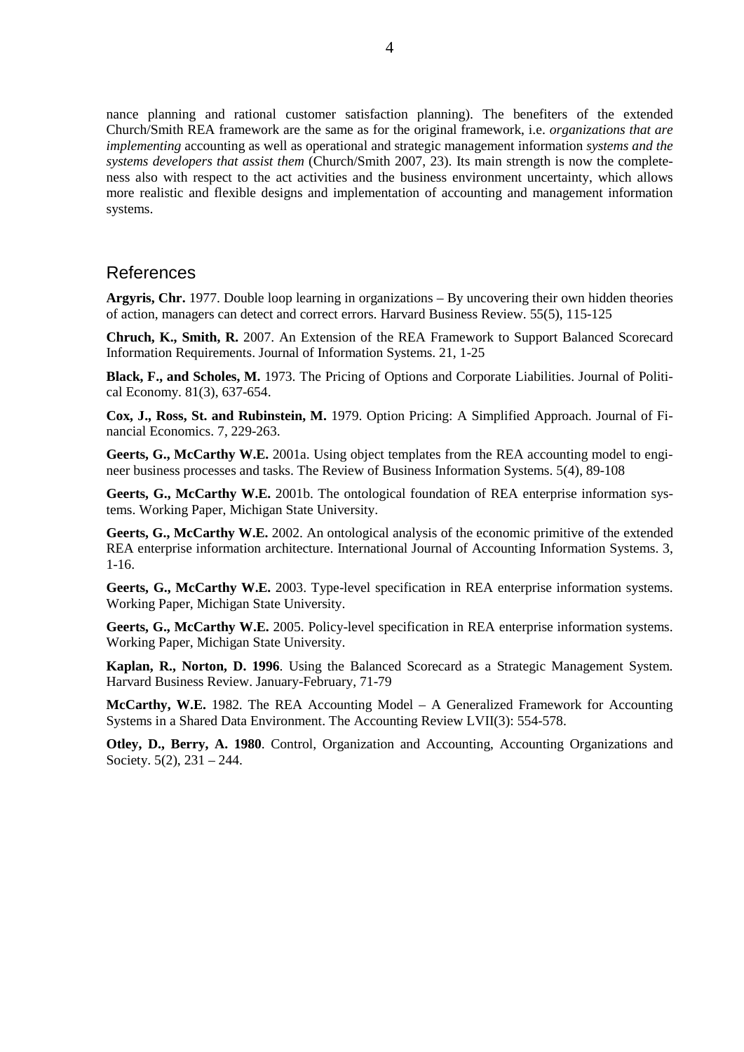nance planning and rational customer satisfaction planning). The benefiters of the extended Church/Smith REA framework are the same as for the original framework, i.e. *organizations that are implementing* accounting as well as operational and strategic management information *systems and the systems developers that assist them* (Church/Smith 2007, 23). Its main strength is now the completeness also with respect to the act activities and the business environment uncertainty, which allows more realistic and flexible designs and implementation of accounting and management information systems.

## References

**Argyris, Chr.** 1977. Double loop learning in organizations – By uncovering their own hidden theories of action, managers can detect and correct errors. Harvard Business Review. 55(5), 115-125

**Chruch, K., Smith, R.** 2007. An Extension of the REA Framework to Support Balanced Scorecard Information Requirements. Journal of Information Systems. 21, 1-25

**Black, F., and Scholes, M.** 1973. The Pricing of Options and Corporate Liabilities. Journal of Political Economy. 81(3), 637-654.

**Cox, J., Ross, St. and Rubinstein, M.** 1979. Option Pricing: A Simplified Approach. Journal of Financial Economics. 7, 229-263.

**Geerts, G., McCarthy W.E.** 2001a. Using object templates from the REA accounting model to engineer business processes and tasks. The Review of Business Information Systems. 5(4), 89-108

**Geerts, G., McCarthy W.E.** 2001b. The ontological foundation of REA enterprise information systems. Working Paper, Michigan State University.

**Geerts, G., McCarthy W.E.** 2002. An ontological analysis of the economic primitive of the extended REA enterprise information architecture. International Journal of Accounting Information Systems. 3, 1-16.

**Geerts, G., McCarthy W.E.** 2003. Type-level specification in REA enterprise information systems. Working Paper, Michigan State University.

**Geerts, G., McCarthy W.E.** 2005. Policy-level specification in REA enterprise information systems. Working Paper, Michigan State University.

**Kaplan, R., Norton, D. 1996**. Using the Balanced Scorecard as a Strategic Management System. Harvard Business Review. January-February, 71-79

**McCarthy, W.E.** 1982. The REA Accounting Model – A Generalized Framework for Accounting Systems in a Shared Data Environment. The Accounting Review LVII(3): 554-578.

**Otley, D., Berry, A. 1980**. Control, Organization and Accounting, Accounting Organizations and Society. 5(2), 231 – 244.